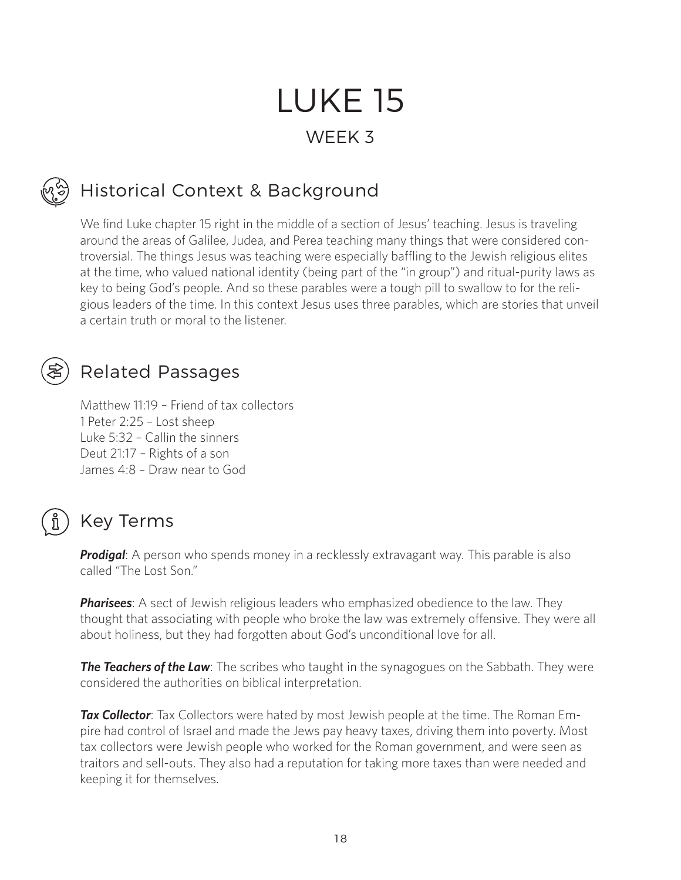# LUKE 15

## WEEK 3

## Historical Context & Background

We find Luke chapter 15 right in the middle of a section of Jesus' teaching. Jesus is traveling around the areas of Galilee, Judea, and Perea teaching many things that were considered controversial. The things Jesus was teaching were especially baffling to the Jewish religious elites at the time, who valued national identity (being part of the "in group") and ritual-purity laws as key to being God's people. And so these parables were a tough pill to swallow to for the religious leaders of the time. In this context Jesus uses three parables, which are stories that unveil a certain truth or moral to the listener.

## Related Passages

Matthew 11:19 – Friend of tax collectors
1 Peter 2:25 – Lost sheep
Luke 5:32 – Callin the sinners
Deut 21:17 – Rights of a son
James 4:8 – Draw near to God

## Key Terms

***Prodigal***: A person who spends money in a recklessly extravagant way. This parable is also called "The Lost Son."

***Pharisees***: A sect of Jewish religious leaders who emphasized obedience to the law. They thought that associating with people who broke the law was extremely offensive. They were all about holiness, but they had forgotten about God's unconditional love for all.

***The Teachers of the Law***: The scribes who taught in the synagogues on the Sabbath. They were considered the authorities on biblical interpretation.

***Tax Collector***: Tax Collectors were hated by most Jewish people at the time. The Roman Empire had control of Israel and made the Jews pay heavy taxes, driving them into poverty. Most tax collectors were Jewish people who worked for the Roman government, and were seen as traitors and sell-outs. They also had a reputation for taking more taxes than were needed and keeping it for themselves.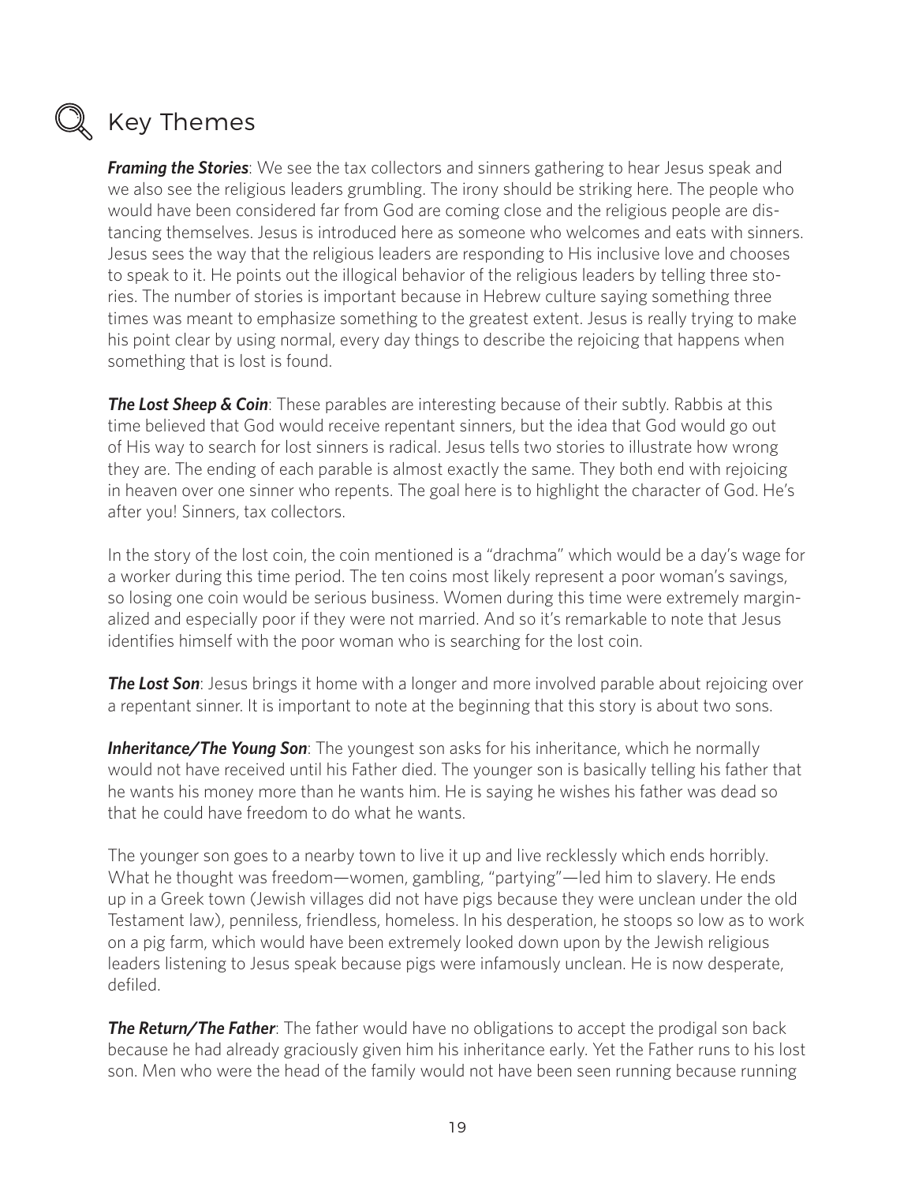## Key Themes

***Framing the Stories***: We see the tax collectors and sinners gathering to hear Jesus speak and we also see the religious leaders grumbling. The irony should be striking here. The people who would have been considered far from God are coming close and the religious people are distancing themselves. Jesus is introduced here as someone who welcomes and eats with sinners. Jesus sees the way that the religious leaders are responding to His inclusive love and chooses to speak to it. He points out the illogical behavior of the religious leaders by telling three stories. The number of stories is important because in Hebrew culture saying something three times was meant to emphasize something to the greatest extent. Jesus is really trying to make his point clear by using normal, every day things to describe the rejoicing that happens when something that is lost is found.

***The Lost Sheep & Coin***: These parables are interesting because of their subtly. Rabbis at this time believed that God would receive repentant sinners, but the idea that God would go out of His way to search for lost sinners is radical. Jesus tells two stories to illustrate how wrong they are. The ending of each parable is almost exactly the same. They both end with rejoicing in heaven over one sinner who repents. The goal here is to highlight the character of God. He's after you! Sinners, tax collectors.

In the story of the lost coin, the coin mentioned is a "drachma" which would be a day's wage for a worker during this time period. The ten coins most likely represent a poor woman's savings, so losing one coin would be serious business. Women during this time were extremely marginalized and especially poor if they were not married. And so it's remarkable to note that Jesus identifies himself with the poor woman who is searching for the lost coin.

***The Lost Son***: Jesus brings it home with a longer and more involved parable about rejoicing over a repentant sinner. It is important to note at the beginning that this story is about two sons.

***Inheritance/The Young Son***: The youngest son asks for his inheritance, which he normally would not have received until his Father died. The younger son is basically telling his father that he wants his money more than he wants him. He is saying he wishes his father was dead so that he could have freedom to do what he wants.

The younger son goes to a nearby town to live it up and live recklessly which ends horribly. What he thought was freedom—women, gambling, "partying"—led him to slavery. He ends up in a Greek town (Jewish villages did not have pigs because they were unclean under the old Testament law), penniless, friendless, homeless. In his desperation, he stoops so low as to work on a pig farm, which would have been extremely looked down upon by the Jewish religious leaders listening to Jesus speak because pigs were infamously unclean. He is now desperate, defiled.

***The Return/The Father***: The father would have no obligations to accept the prodigal son back because he had already graciously given him his inheritance early. Yet the Father runs to his lost son. Men who were the head of the family would not have been seen running because running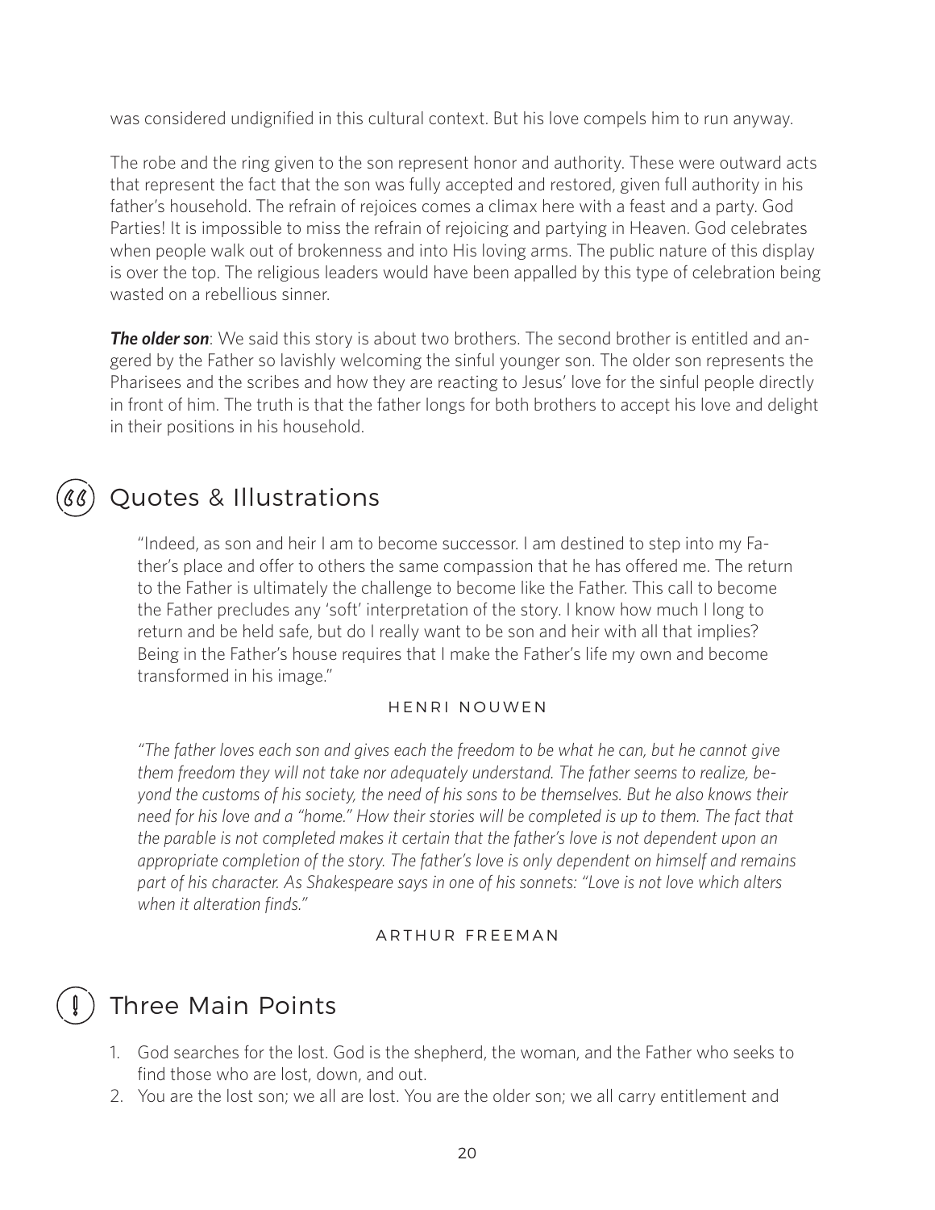was considered undignified in this cultural context. But his love compels him to run anyway.

The robe and the ring given to the son represent honor and authority. These were outward acts that represent the fact that the son was fully accepted and restored, given full authority in his father's household. The refrain of rejoices comes a climax here with a feast and a party. God Parties! It is impossible to miss the refrain of rejoicing and partying in Heaven. God celebrates when people walk out of brokenness and into His loving arms. The public nature of this display is over the top. The religious leaders would have been appalled by this type of celebration being wasted on a rebellious sinner.

***The older son***: We said this story is about two brothers. The second brother is entitled and angered by the Father so lavishly welcoming the sinful younger son. The older son represents the Pharisees and the scribes and how they are reacting to Jesus' love for the sinful people directly in front of him. The truth is that the father longs for both brothers to accept his love and delight in their positions in his household.

## Quotes & Illustrations

"Indeed, as son and heir I am to become successor. I am destined to step into my Father's place and offer to others the same compassion that he has offered me. The return to the Father is ultimately the challenge to become like the Father. This call to become the Father precludes any 'soft' interpretation of the story. I know how much I long to return and be held safe, but do I really want to be son and heir with all that implies? Being in the Father's house requires that I make the Father's life my own and become transformed in his image."

HENRI NOUWEN

*"The father loves each son and gives each the freedom to be what he can, but he cannot give them freedom they will not take nor adequately understand. The father seems to realize, beyond the customs of his society, the need of his sons to be themselves. But he also knows their need for his love and a "home." How their stories will be completed is up to them. The fact that the parable is not completed makes it certain that the father's love is not dependent upon an appropriate completion of the story. The father's love is only dependent on himself and remains part of his character. As Shakespeare says in one of his sonnets: "Love is not love which alters when it alteration finds."*

ARTHUR FREEMAN

## Three Main Points

1. God searches for the lost. God is the shepherd, the woman, and the Father who seeks to find those who are lost, down, and out.
2. You are the lost son; we all are lost. You are the older son; we all carry entitlement and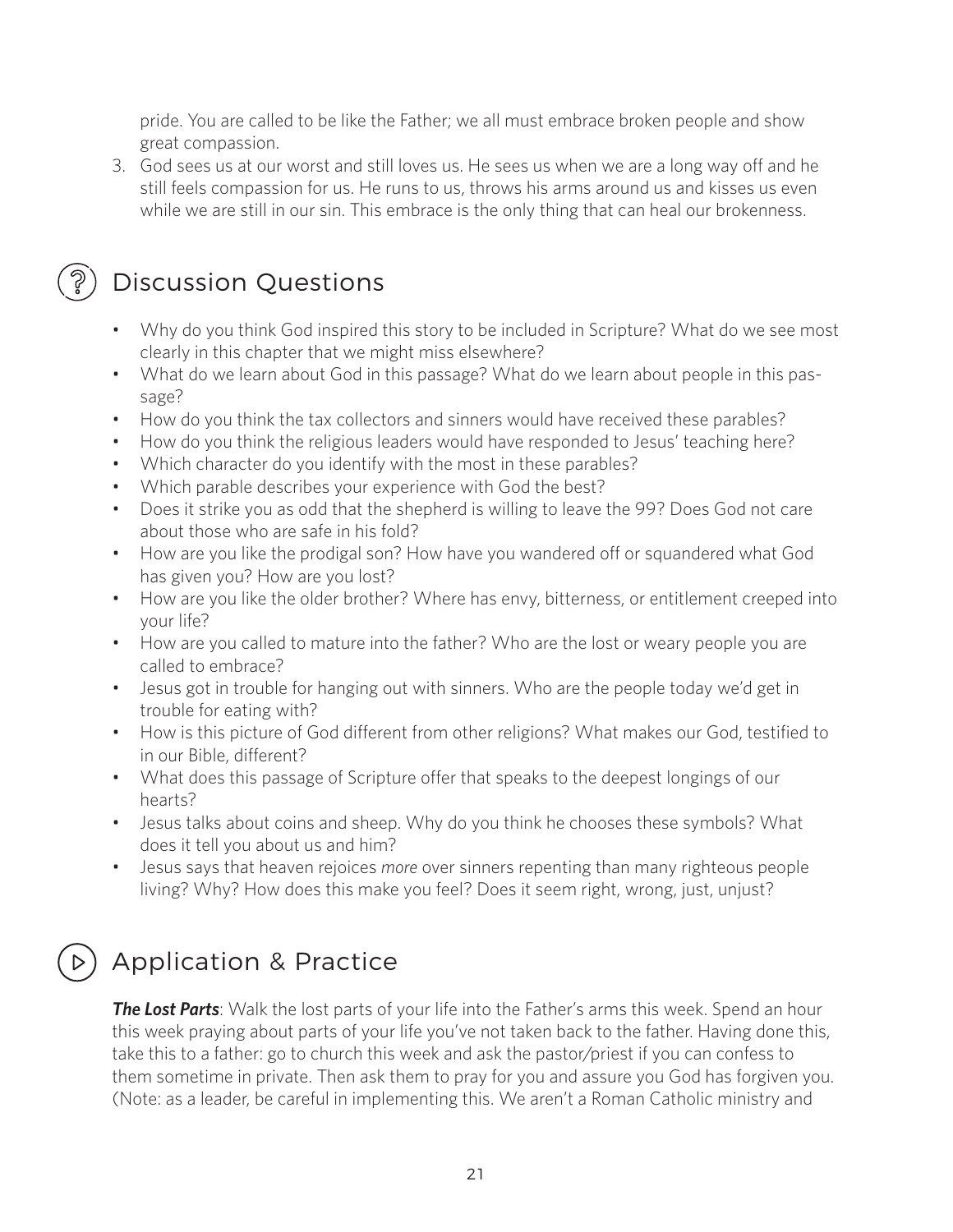pride. You are called to be like the Father; we all must embrace broken people and show great compassion.

3. God sees us at our worst and still loves us. He sees us when we are a long way off and he still feels compassion for us. He runs to us, throws his arms around us and kisses us even while we are still in our sin. This embrace is the only thing that can heal our brokenness.

## Discussion Questions

- Why do you think God inspired this story to be included in Scripture? What do we see most clearly in this chapter that we might miss elsewhere?
- What do we learn about God in this passage? What do we learn about people in this passage?
- How do you think the tax collectors and sinners would have received these parables?
- How do you think the religious leaders would have responded to Jesus' teaching here?
- Which character do you identify with the most in these parables?
- Which parable describes your experience with God the best?
- Does it strike you as odd that the shepherd is willing to leave the 99? Does God not care about those who are safe in his fold?
- How are you like the prodigal son? How have you wandered off or squandered what God has given you? How are you lost?
- How are you like the older brother? Where has envy, bitterness, or entitlement creeped into your life?
- How are you called to mature into the father? Who are the lost or weary people you are called to embrace?
- Jesus got in trouble for hanging out with sinners. Who are the people today we'd get in trouble for eating with?
- How is this picture of God different from other religions? What makes our God, testified to in our Bible, different?
- What does this passage of Scripture offer that speaks to the deepest longings of our hearts?
- Jesus talks about coins and sheep. Why do you think he chooses these symbols? What does it tell you about us and him?
- Jesus says that heaven rejoices *more* over sinners repenting than many righteous people living? Why? How does this make you feel? Does it seem right, wrong, just, unjust?

## Application & Practice

***The Lost Parts***: Walk the lost parts of your life into the Father's arms this week. Spend an hour this week praying about parts of your life you've not taken back to the father. Having done this, take this to a father: go to church this week and ask the pastor/priest if you can confess to them sometime in private. Then ask them to pray for you and assure you God has forgiven you. (Note: as a leader, be careful in implementing this. We aren't a Roman Catholic ministry and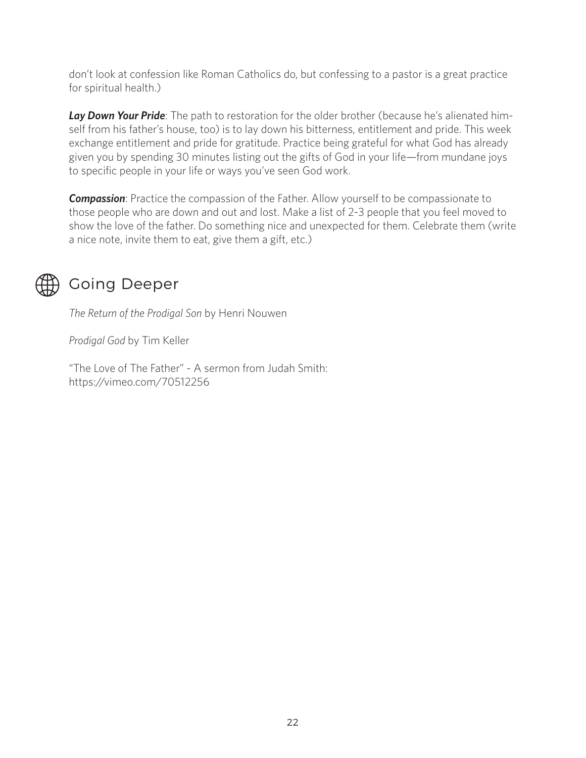don't look at confession like Roman Catholics do, but confessing to a pastor is a great practice for spiritual health.)

***Lay Down Your Pride***: The path to restoration for the older brother (because he's alienated himself from his father's house, too) is to lay down his bitterness, entitlement and pride. This week exchange entitlement and pride for gratitude. Practice being grateful for what God has already given you by spending 30 minutes listing out the gifts of God in your life—from mundane joys to specific people in your life or ways you've seen God work.

***Compassion***: Practice the compassion of the Father. Allow yourself to be compassionate to those people who are down and out and lost. Make a list of 2-3 people that you feel moved to show the love of the father. Do something nice and unexpected for them. Celebrate them (write a nice note, invite them to eat, give them a gift, etc.)

## Going Deeper

*The Return of the Prodigal Son* by Henri Nouwen

*Prodigal God* by Tim Keller

"The Love of The Father" - A sermon from Judah Smith:
https://vimeo.com/70512256